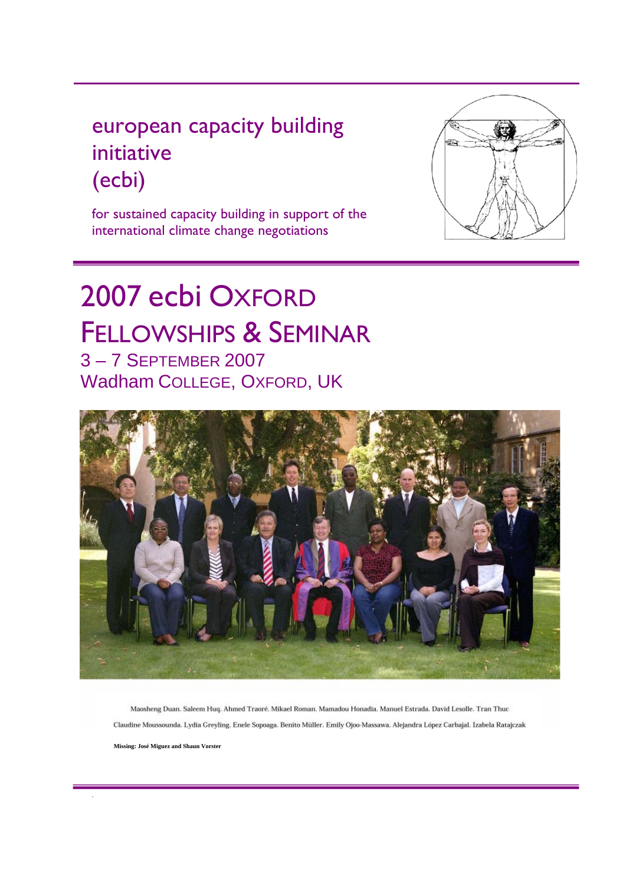european capacity building initiative (ecbi)

for sustained capacity building in support of the international climate change negotiations

# 2007 ecbi Oxford Fellowships & Seminar

## 3 – 7 September 2007
## Wadham College, Oxford, UK

Maosheng Duan. Saleem Huq. Ahmed Traoré. Mikael Roman. Mamadou Honadia. Manuel Estrada. David Lesolle. Tran Thuc

Claudine Moussounda. Lydia Greyling. Enele Sopoaga. Benito Müller. Emily Ojoo-Massawa. Alejandra López Carbajal. Izabela Ratajczak

**Missing: José Miguez and Shaun Vorster**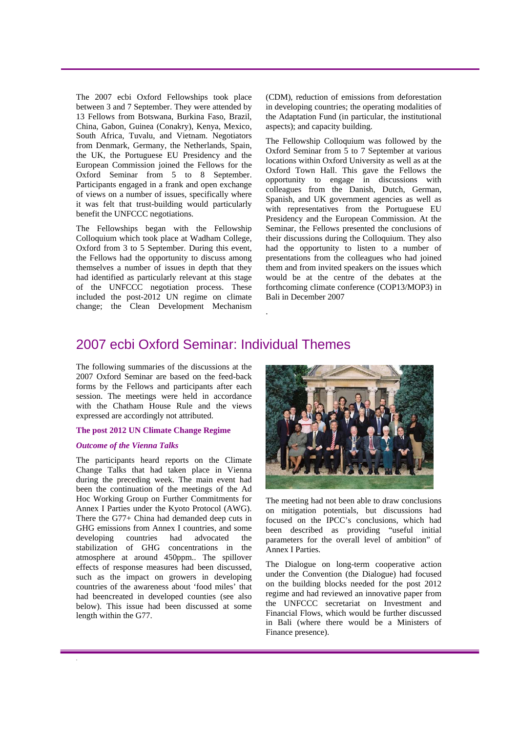The 2007 ecbi Oxford Fellowships took place between 3 and 7 September. They were attended by 13 Fellows from Botswana, Burkina Faso, Brazil, China, Gabon, Guinea (Conakry), Kenya, Mexico, South Africa, Tuvalu, and Vietnam. Negotiators from Denmark, Germany, the Netherlands, Spain, the UK, the Portuguese EU Presidency and the European Commission joined the Fellows for the Oxford Seminar from 5 to 8 September. Participants engaged in a frank and open exchange of views on a number of issues, specifically where it was felt that trust-building would particularly benefit the UNFCCC negotiations.

The Fellowships began with the Fellowship Colloquium which took place at Wadham College, Oxford from 3 to 5 September. During this event, the Fellows had the opportunity to discuss among themselves a number of issues in depth that they had identified as particularly relevant at this stage of the UNFCCC negotiation process. These included the post-2012 UN regime on climate change; the Clean Development Mechanism (CDM), reduction of emissions from deforestation in developing countries; the operating modalities of the Adaptation Fund (in particular, the institutional aspects); and capacity building.

The Fellowship Colloquium was followed by the Oxford Seminar from 5 to 7 September at various locations within Oxford University as well as at the Oxford Town Hall. This gave the Fellows the opportunity to engage in discussions with colleagues from the Danish, Dutch, German, Spanish, and UK government agencies as well as with representatives from the Portuguese EU Presidency and the European Commission. At the Seminar, the Fellows presented the conclusions of their discussions during the Colloquium. They also had the opportunity to listen to a number of presentations from the colleagues who had joined them and from invited speakers on the issues which would be at the centre of the debates at the forthcoming climate conference (COP13/MOP3) in Bali in December 2007

## 2007 ecbi Oxford Seminar: Individual Themes

The following summaries of the discussions at the 2007 Oxford Seminar are based on the feed-back forms by the Fellows and participants after each session. The meetings were held in accordance with the Chatham House Rule and the views expressed are accordingly not attributed.

### The post 2012 UN Climate Change Regime

#### *Outcome of the Vienna Talks*

The participants heard reports on the Climate Change Talks that had taken place in Vienna during the preceding week. The main event had been the continuation of the meetings of the Ad Hoc Working Group on Further Commitments for Annex I Parties under the Kyoto Protocol (AWG). There the G77+ China had demanded deep cuts in GHG emissions from Annex I countries, and some developing countries had advocated the stabilization of GHG concentrations in the atmosphere at around 450ppm.. The spillover effects of response measures had been discussed, such as the impact on growers in developing countries of the awareness about 'food miles' that had beencreated in developed counties (see also below). This issue had been discussed at some length within the G77.

The meeting had not been able to draw conclusions on mitigation potentials, but discussions had focused on the IPCC's conclusions, which had been described as providing "useful initial parameters for the overall level of ambition" of Annex I Parties.

The Dialogue on long-term cooperative action under the Convention (the Dialogue) had focused on the building blocks needed for the post 2012 regime and had reviewed an innovative paper from the UNFCCC secretariat on Investment and Financial Flows, which would be further discussed in Bali (where there would be a Ministers of Finance presence).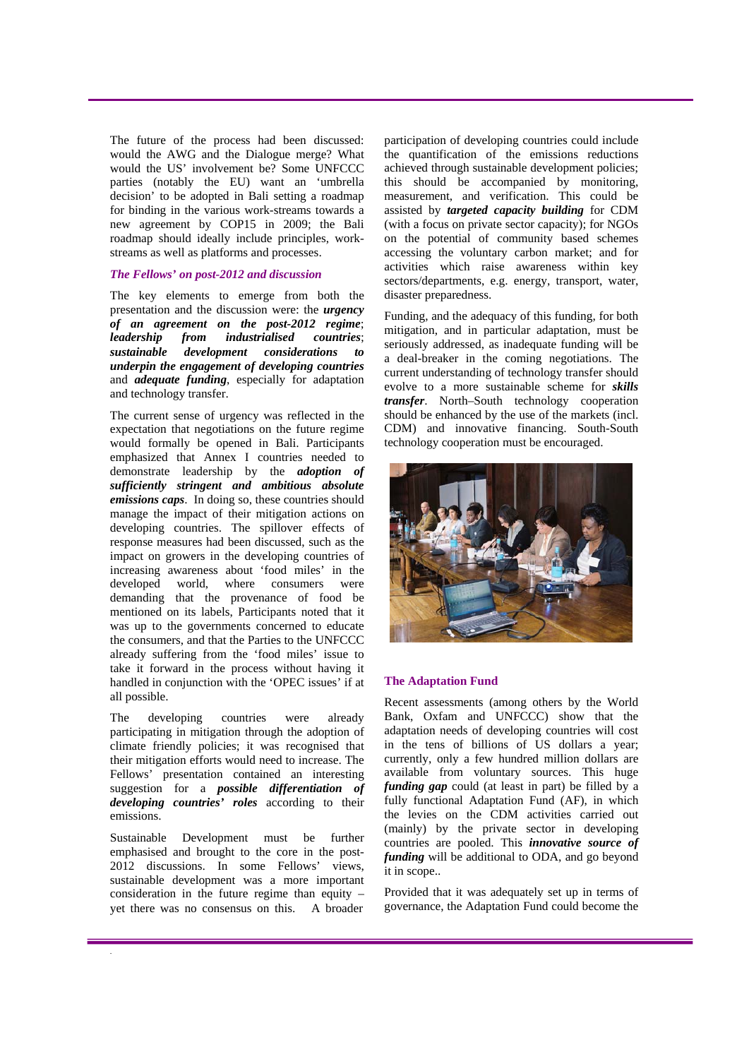The future of the process had been discussed: would the AWG and the Dialogue merge? What would the US' involvement be? Some UNFCCC parties (notably the EU) want an 'umbrella decision' to be adopted in Bali setting a roadmap for binding in the various work-streams towards a new agreement by COP15 in 2009; the Bali roadmap should ideally include principles, work-streams as well as platforms and processes.

### *The Fellows' on post-2012 and discussion*

The key elements to emerge from both the presentation and the discussion were: the ***urgency of an agreement on the post-2012 regime***; ***leadership from industrialised countries***; ***sustainable development considerations to underpin the engagement of developing countries*** and ***adequate funding***, especially for adaptation and technology transfer.

The current sense of urgency was reflected in the expectation that negotiations on the future regime would formally be opened in Bali. Participants emphasized that Annex I countries needed to demonstrate leadership by the ***adoption of sufficiently stringent and ambitious absolute emissions caps***. In doing so, these countries should manage the impact of their mitigation actions on developing countries. The spillover effects of response measures had been discussed, such as the impact on growers in the developing countries of increasing awareness about 'food miles' in the developed world, where consumers were demanding that the provenance of food be mentioned on its labels, Participants noted that it was up to the governments concerned to educate the consumers, and that the Parties to the UNFCCC already suffering from the 'food miles' issue to take it forward in the process without having it handled in conjunction with the 'OPEC issues' if at all possible.

The developing countries were already participating in mitigation through the adoption of climate friendly policies; it was recognised that their mitigation efforts would need to increase. The Fellows' presentation contained an interesting suggestion for a ***possible differentiation of developing countries' roles*** according to their emissions.

Sustainable Development must be further emphasised and brought to the core in the post-2012 discussions. In some Fellows' views, sustainable development was a more important consideration in the future regime than equity – yet there was no consensus on this. A broader participation of developing countries could include the quantification of the emissions reductions achieved through sustainable development policies; this should be accompanied by monitoring, measurement, and verification. This could be assisted by ***targeted capacity building*** for CDM (with a focus on private sector capacity); for NGOs on the potential of community based schemes accessing the voluntary carbon market; and for activities which raise awareness within key sectors/departments, e.g. energy, transport, water, disaster preparedness.

Funding, and the adequacy of this funding, for both mitigation, and in particular adaptation, must be seriously addressed, as inadequate funding will be a deal-breaker in the coming negotiations. The current understanding of technology transfer should evolve to a more sustainable scheme for ***skills transfer***. North–South technology cooperation should be enhanced by the use of the markets (incl. CDM) and innovative financing. South-South technology cooperation must be encouraged.

## The Adaptation Fund

Recent assessments (among others by the World Bank, Oxfam and UNFCCC) show that the adaptation needs of developing countries will cost in the tens of billions of US dollars a year; currently, only a few hundred million dollars are available from voluntary sources. This huge ***funding gap*** could (at least in part) be filled by a fully functional Adaptation Fund (AF), in which the levies on the CDM activities carried out (mainly) by the private sector in developing countries are pooled. This ***innovative source of funding*** will be additional to ODA, and go beyond it in scope..

Provided that it was adequately set up in terms of governance, the Adaptation Fund could become the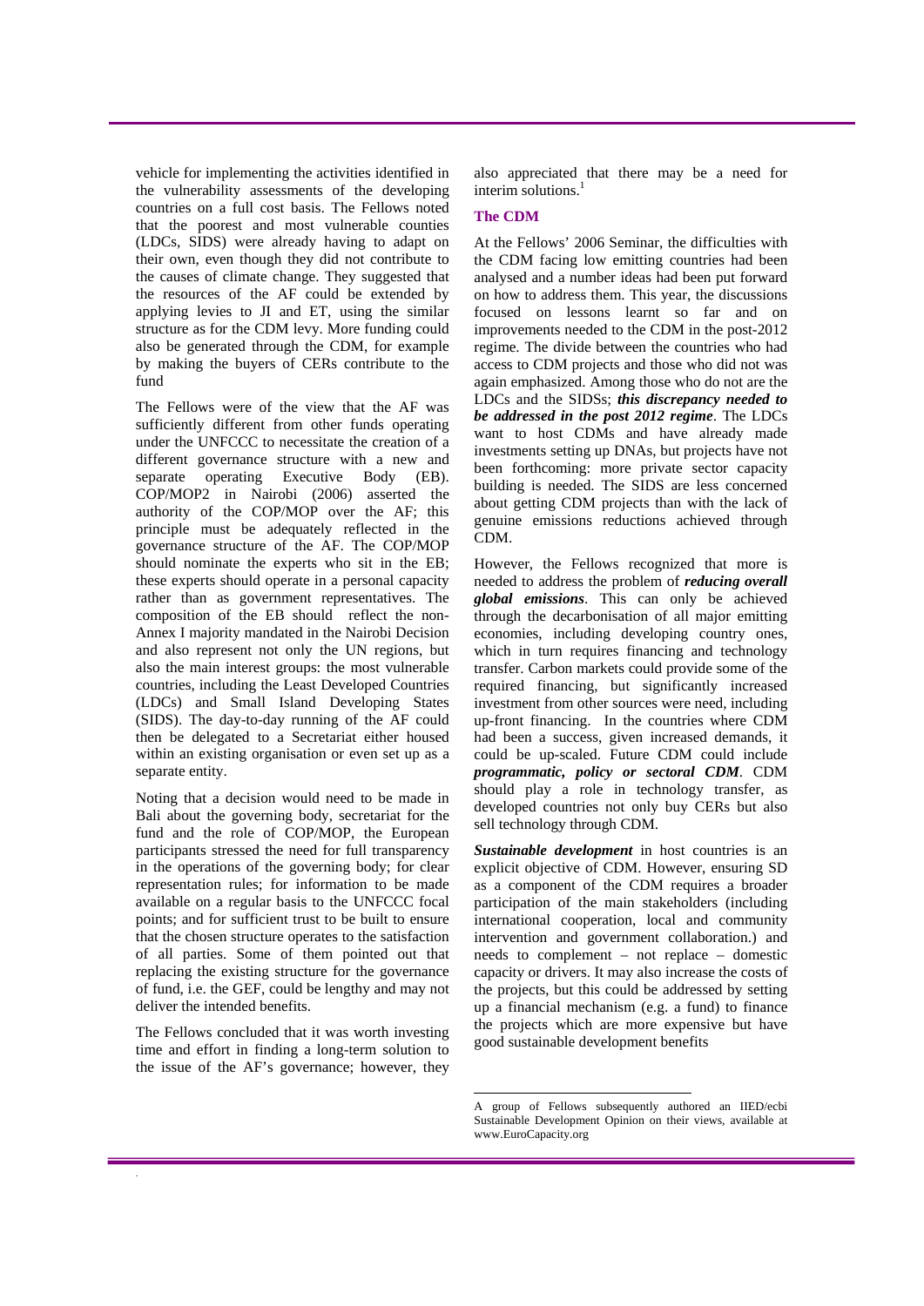vehicle for implementing the activities identified in the vulnerability assessments of the developing countries on a full cost basis. The Fellows noted that the poorest and most vulnerable counties (LDCs, SIDS) were already having to adapt on their own, even though they did not contribute to the causes of climate change. They suggested that the resources of the AF could be extended by applying levies to JI and ET, using the similar structure as for the CDM levy. More funding could also be generated through the CDM, for example by making the buyers of CERs contribute to the fund

The Fellows were of the view that the AF was sufficiently different from other funds operating under the UNFCCC to necessitate the creation of a different governance structure with a new and separate operating Executive Body (EB). COP/MOP2 in Nairobi (2006) asserted the authority of the COP/MOP over the AF; this principle must be adequately reflected in the governance structure of the AF. The COP/MOP should nominate the experts who sit in the EB; these experts should operate in a personal capacity rather than as government representatives. The composition of the EB should reflect the non-Annex I majority mandated in the Nairobi Decision and also represent not only the UN regions, but also the main interest groups: the most vulnerable countries, including the Least Developed Countries (LDCs) and Small Island Developing States (SIDS). The day-to-day running of the AF could then be delegated to a Secretariat either housed within an existing organisation or even set up as a separate entity.

Noting that a decision would need to be made in Bali about the governing body, secretariat for the fund and the role of COP/MOP, the European participants stressed the need for full transparency in the operations of the governing body; for clear representation rules; for information to be made available on a regular basis to the UNFCCC focal points; and for sufficient trust to be built to ensure that the chosen structure operates to the satisfaction of all parties. Some of them pointed out that replacing the existing structure for the governance of fund, i.e. the GEF, could be lengthy and may not deliver the intended benefits.

The Fellows concluded that it was worth investing time and effort in finding a long-term solution to the issue of the AF's governance; however, they also appreciated that there may be a need for interim solutions.[1]

### The CDM

At the Fellows' 2006 Seminar, the difficulties with the CDM facing low emitting countries had been analysed and a number ideas had been put forward on how to address them. This year, the discussions focused on lessons learnt so far and on improvements needed to the CDM in the post-2012 regime. The divide between the countries who had access to CDM projects and those who did not was again emphasized. Among those who do not are the LDCs and the SIDSs; ***this discrepancy needed to be addressed in the post 2012 regime***. The LDCs want to host CDMs and have already made investments setting up DNAs, but projects have not been forthcoming: more private sector capacity building is needed. The SIDS are less concerned about getting CDM projects than with the lack of genuine emissions reductions achieved through CDM.

However, the Fellows recognized that more is needed to address the problem of ***reducing overall global emissions***. This can only be achieved through the decarbonisation of all major emitting economies, including developing country ones, which in turn requires financing and technology transfer. Carbon markets could provide some of the required financing, but significantly increased investment from other sources were need, including up-front financing. In the countries where CDM had been a success, given increased demands, it could be up-scaled. Future CDM could include ***programmatic, policy or sectoral CDM***. CDM should play a role in technology transfer, as developed countries not only buy CERs but also sell technology through CDM.

***Sustainable development*** in host countries is an explicit objective of CDM. However, ensuring SD as a component of the CDM requires a broader participation of the main stakeholders (including international cooperation, local and community intervention and government collaboration.) and needs to complement – not replace – domestic capacity or drivers. It may also increase the costs of the projects, but this could be addressed by setting up a financial mechanism (e.g. a fund) to finance the projects which are more expensive but have good sustainable development benefits

---

[1] A group of Fellows subsequently authored an IIED/ecbi Sustainable Development Opinion on their views, available at www.EuroCapacity.org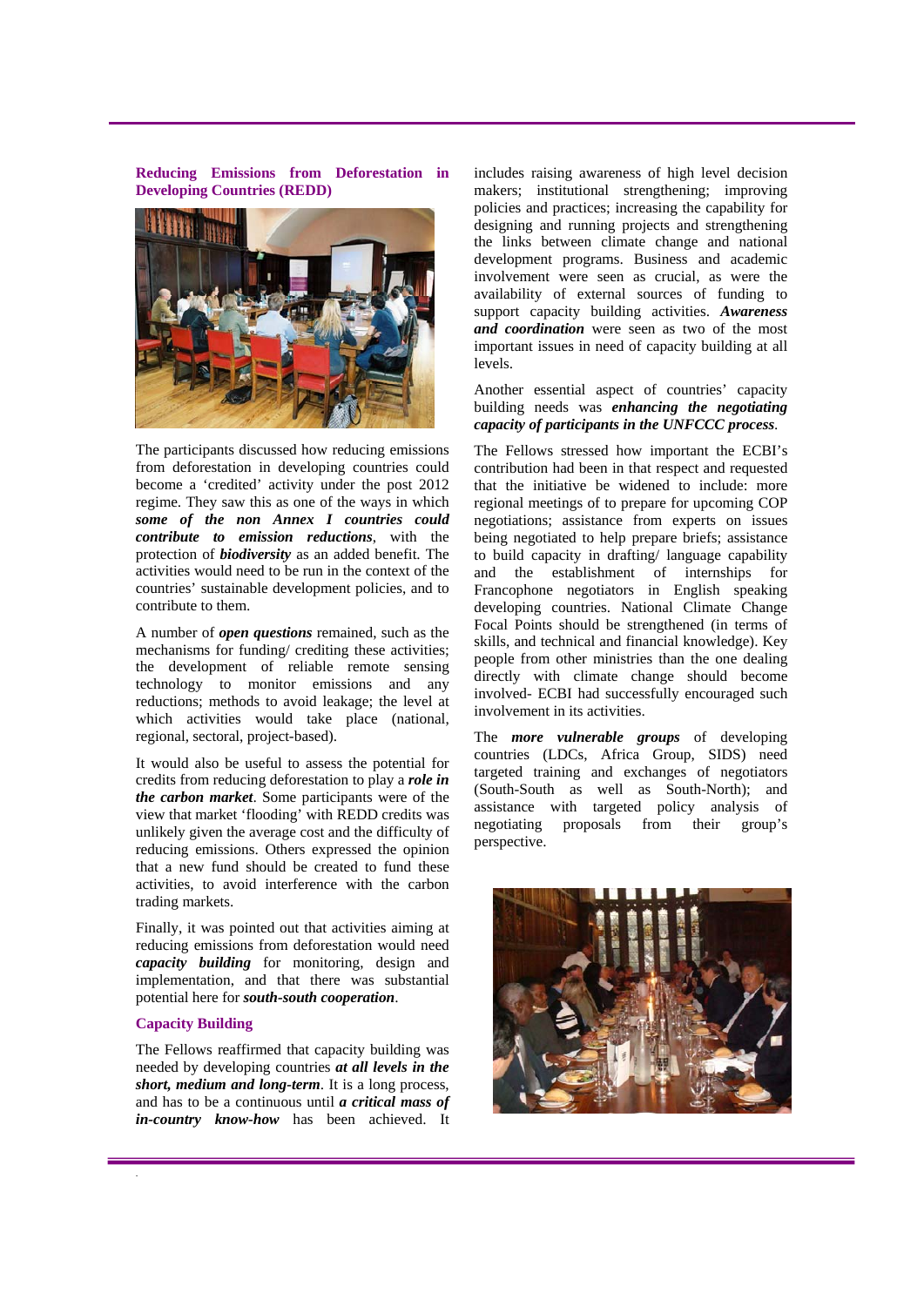## Reducing Emissions from Deforestation in Developing Countries (REDD)

The participants discussed how reducing emissions from deforestation in developing countries could become a 'credited' activity under the post 2012 regime. They saw this as one of the ways in which ***some of the non Annex I countries could contribute to emission reductions***, with the protection of ***biodiversity*** as an added benefit. The activities would need to be run in the context of the countries' sustainable development policies, and to contribute to them.

A number of ***open questions*** remained, such as the mechanisms for funding/ crediting these activities; the development of reliable remote sensing technology to monitor emissions and any reductions; methods to avoid leakage; the level at which activities would take place (national, regional, sectoral, project-based).

It would also be useful to assess the potential for credits from reducing deforestation to play a ***role in the carbon market***. Some participants were of the view that market 'flooding' with REDD credits was unlikely given the average cost and the difficulty of reducing emissions. Others expressed the opinion that a new fund should be created to fund these activities, to avoid interference with the carbon trading markets.

Finally, it was pointed out that activities aiming at reducing emissions from deforestation would need ***capacity building*** for monitoring, design and implementation, and that there was substantial potential here for ***south-south cooperation***.

## Capacity Building

The Fellows reaffirmed that capacity building was needed by developing countries ***at all levels in the short, medium and long-term***. It is a long process, and has to be a continuous until ***a critical mass of in-country know-how*** has been achieved. It includes raising awareness of high level decision makers; institutional strengthening; improving policies and practices; increasing the capability for designing and running projects and strengthening the links between climate change and national development programs. Business and academic involvement were seen as crucial, as were the availability of external sources of funding to support capacity building activities. ***Awareness and coordination*** were seen as two of the most important issues in need of capacity building at all levels.

Another essential aspect of countries' capacity building needs was ***enhancing the negotiating capacity of participants in the UNFCCC process***.

The Fellows stressed how important the ECBI's contribution had been in that respect and requested that the initiative be widened to include: more regional meetings of to prepare for upcoming COP negotiations; assistance from experts on issues being negotiated to help prepare briefs; assistance to build capacity in drafting/ language capability and the establishment of internships for Francophone negotiators in English speaking developing countries. National Climate Change Focal Points should be strengthened (in terms of skills, and technical and financial knowledge). Key people from other ministries than the one dealing directly with climate change should become involved- ECBI had successfully encouraged such involvement in its activities.

The ***more vulnerable groups*** of developing countries (LDCs, Africa Group, SIDS) need targeted training and exchanges of negotiators (South-South as well as South-North); and assistance with targeted policy analysis of negotiating proposals from their group's perspective.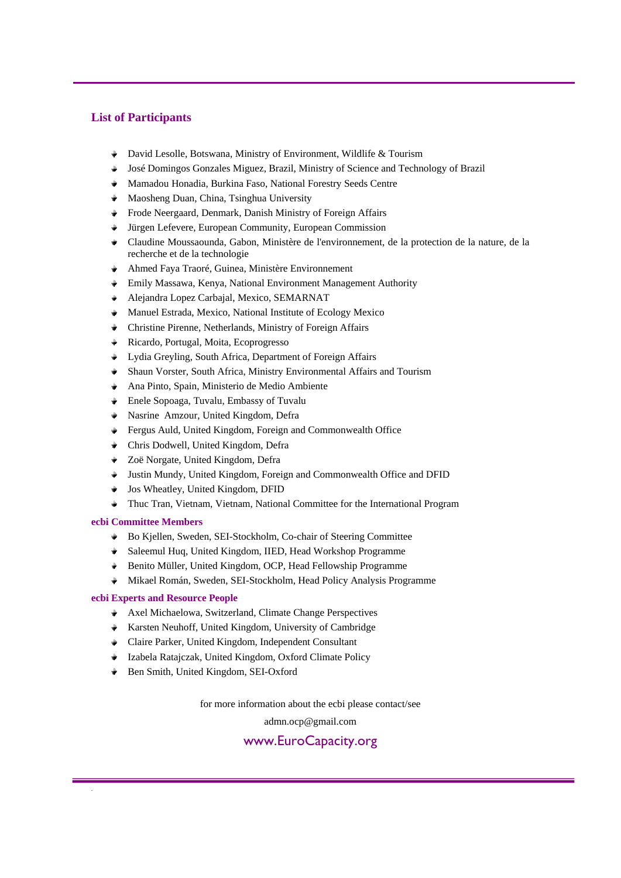## List of Participants

- David Lesolle, Botswana, Ministry of Environment, Wildlife & Tourism
- José Domingos Gonzales Miguez, Brazil, Ministry of Science and Technology of Brazil
- Mamadou Honadia, Burkina Faso, National Forestry Seeds Centre
- Maosheng Duan, China, Tsinghua University
- Frode Neergaard, Denmark, Danish Ministry of Foreign Affairs
- Jürgen Lefevere, European Community, European Commission
- Claudine Moussaounda, Gabon, Ministère de l'environnement, de la protection de la nature, de la recherche et de la technologie
- Ahmed Faya Traoré, Guinea, Ministère Environnement
- Emily Massawa, Kenya, National Environment Management Authority
- Alejandra Lopez Carbajal, Mexico, SEMARNAT
- Manuel Estrada, Mexico, National Institute of Ecology Mexico
- Christine Pirenne, Netherlands, Ministry of Foreign Affairs
- Ricardo, Portugal, Moita, Ecoprogresso
- Lydia Greyling, South Africa, Department of Foreign Affairs
- Shaun Vorster, South Africa, Ministry Environmental Affairs and Tourism
- Ana Pinto, Spain, Ministerio de Medio Ambiente
- Enele Sopoaga, Tuvalu, Embassy of Tuvalu
- Nasrine Amzour, United Kingdom, Defra
- Fergus Auld, United Kingdom, Foreign and Commonwealth Office
- Chris Dodwell, United Kingdom, Defra
- Zoë Norgate, United Kingdom, Defra
- Justin Mundy, United Kingdom, Foreign and Commonwealth Office and DFID
- Jos Wheatley, United Kingdom, DFID
- Thuc Tran, Vietnam, Vietnam, National Committee for the International Program

### ecbi Committee Members

- Bo Kjellen, Sweden, SEI-Stockholm, Co-chair of Steering Committee
- Saleemul Huq, United Kingdom, IIED, Head Workshop Programme
- Benito Müller, United Kingdom, OCP, Head Fellowship Programme
- Mikael Román, Sweden, SEI-Stockholm, Head Policy Analysis Programme

### ecbi Experts and Resource People

- Axel Michaelowa, Switzerland, Climate Change Perspectives
- Karsten Neuhoff, United Kingdom, University of Cambridge
- Claire Parker, United Kingdom, Independent Consultant
- Izabela Ratajczak, United Kingdom, Oxford Climate Policy
- Ben Smith, United Kingdom, SEI-Oxford

for more information about the ecbi please contact/see

admn.ocp@gmail.com

www.EuroCapacity.org